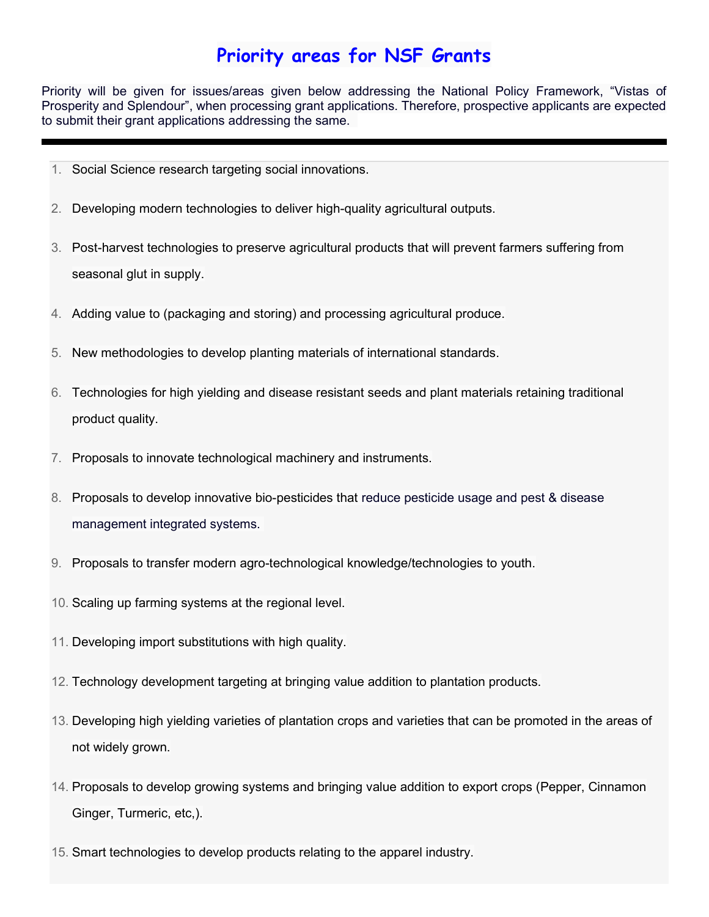# Priority areas for NSF Grants

Priority will be given for issues/areas given below addressing the National Policy Framework, “Vistas of Prosperity and Splendour”, when processing grant applications. Therefore, prospective applicants are expected to submit their grant applications addressing the same.

---

1. Social Science research targeting social innovations.
2. Developing modern technologies to deliver high-quality agricultural outputs.
3. Post-harvest technologies to preserve agricultural products that will prevent farmers suffering from seasonal glut in supply.
4. Adding value to (packaging and storing) and processing agricultural produce.
5. New methodologies to develop planting materials of international standards.
6. Technologies for high yielding and disease resistant seeds and plant materials retaining traditional product quality.
7. Proposals to innovate technological machinery and instruments.
8. Proposals to develop innovative bio-pesticides that reduce pesticide usage and pest & disease management integrated systems.
9. Proposals to transfer modern agro-technological knowledge/technologies to youth.
10. Scaling up farming systems at the regional level.
11. Developing import substitutions with high quality.
12. Technology development targeting at bringing value addition to plantation products.
13. Developing high yielding varieties of plantation crops and varieties that can be promoted in the areas of not widely grown.
14. Proposals to develop growing systems and bringing value addition to export crops (Pepper, Cinnamon Ginger, Turmeric, etc,).
15. Smart technologies to develop products relating to the apparel industry.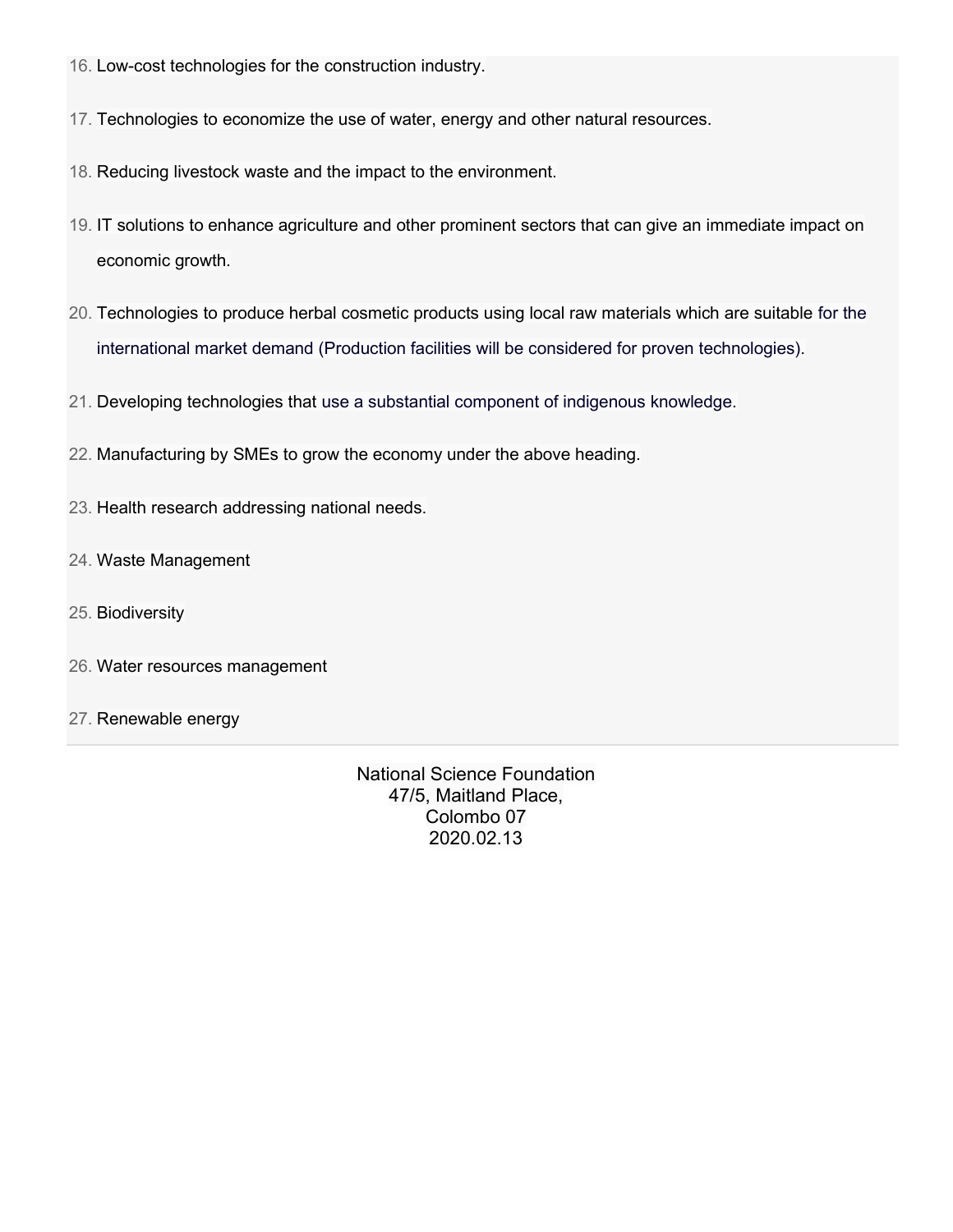16. Low-cost technologies for the construction industry.
17. Technologies to economize the use of water, energy and other natural resources.
18. Reducing livestock waste and the impact to the environment.
19. IT solutions to enhance agriculture and other prominent sectors that can give an immediate impact on economic growth.
20. Technologies to produce herbal cosmetic products using local raw materials which are suitable for the international market demand (Production facilities will be considered for proven technologies).
21. Developing technologies that use a substantial component of indigenous knowledge.
22. Manufacturing by SMEs to grow the economy under the above heading.
23. Health research addressing national needs.
24. Waste Management
25. Biodiversity
26. Water resources management
27. Renewable energy

---

National Science Foundation
47/5, Maitland Place,
Colombo 07
2020.02.13